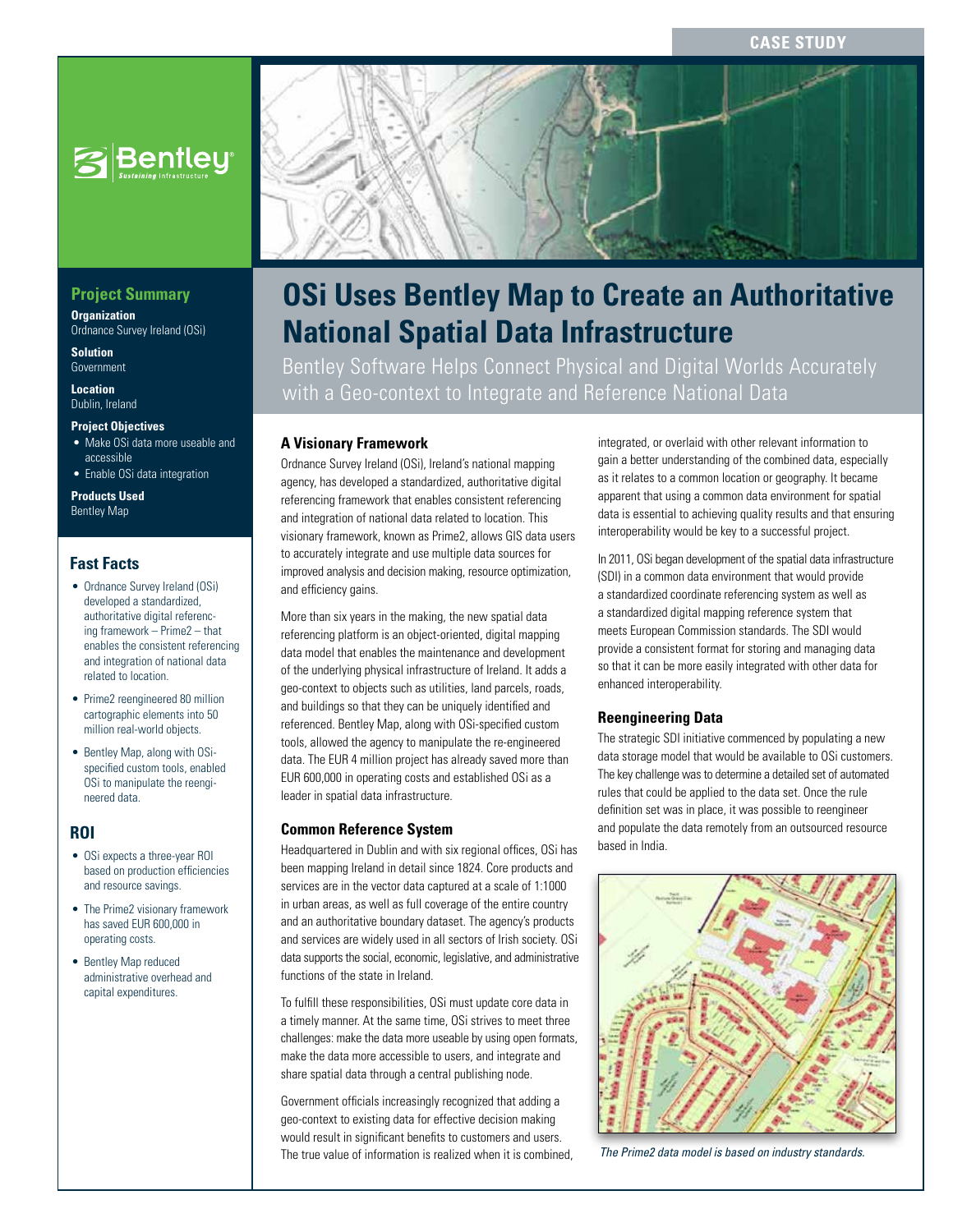CASE STUDY

# OSi Uses Bentley Map to Create an Authoritative National Spatial Data Infrastructure

Bentley Software Helps Connect Physical and Digital Worlds Accurately with a Geo-context to Integrate and Reference National Data

## Project Summary

**Organization**
Ordnance Survey Ireland (OSi)

**Solution**
Government

**Location**
Dublin, Ireland

**Project Objectives**
- Make OSi data more useable and accessible
- Enable OSi data integration

**Products Used**
Bentley Map

## Fast Facts

- Ordnance Survey Ireland (OSi) developed a standardized, authoritative digital referencing framework – Prime2 – that enables the consistent referencing and integration of national data related to location.
- Prime2 reengineered 80 million cartographic elements into 50 million real-world objects.
- Bentley Map, along with OSi-specified custom tools, enabled OSi to manipulate the reengineered data.

## ROI

- OSi expects a three-year ROI based on production efficiencies and resource savings.
- The Prime2 visionary framework has saved EUR 600,000 in operating costs.
- Bentley Map reduced administrative overhead and capital expenditures.

### A Visionary Framework

Ordnance Survey Ireland (OSi), Ireland's national mapping agency, has developed a standardized, authoritative digital referencing framework that enables consistent referencing and integration of national data related to location. This visionary framework, known as Prime2, allows GIS data users to accurately integrate and use multiple data sources for improved analysis and decision making, resource optimization, and efficiency gains.

More than six years in the making, the new spatial data referencing platform is an object-oriented, digital mapping data model that enables the maintenance and development of the underlying physical infrastructure of Ireland. It adds a geo-context to objects such as utilities, land parcels, roads, and buildings so that they can be uniquely identified and referenced. Bentley Map, along with OSi-specified custom tools, allowed the agency to manipulate the re-engineered data. The EUR 4 million project has already saved more than EUR 600,000 in operating costs and established OSi as a leader in spatial data infrastructure.

### Common Reference System

Headquartered in Dublin and with six regional offices, OSi has been mapping Ireland in detail since 1824. Core products and services are in the vector data captured at a scale of 1:1000 in urban areas, as well as full coverage of the entire country and an authoritative boundary dataset. The agency's products and services are widely used in all sectors of Irish society. OSi data supports the social, economic, legislative, and administrative functions of the state in Ireland.

To fulfill these responsibilities, OSi must update core data in a timely manner. At the same time, OSi strives to meet three challenges: make the data more useable by using open formats, make the data more accessible to users, and integrate and share spatial data through a central publishing node.

Government officials increasingly recognized that adding a geo-context to existing data for effective decision making would result in significant benefits to customers and users. The true value of information is realized when it is combined, integrated, or overlaid with other relevant information to gain a better understanding of the combined data, especially as it relates to a common location or geography. It became apparent that using a common data environment for spatial data is essential to achieving quality results and that ensuring interoperability would be key to a successful project.

In 2011, OSi began development of the spatial data infrastructure (SDI) in a common data environment that would provide a standardized coordinate referencing system as well as a standardized digital mapping reference system that meets European Commission standards. The SDI would provide a consistent format for storing and managing data so that it can be more easily integrated with other data for enhanced interoperability.

### Reengineering Data

The strategic SDI initiative commenced by populating a new data storage model that would be available to OSi customers. The key challenge was to determine a detailed set of automated rules that could be applied to the data set. Once the rule definition set was in place, it was possible to reengineer and populate the data remotely from an outsourced resource based in India.

*The Prime2 data model is based on industry standards.*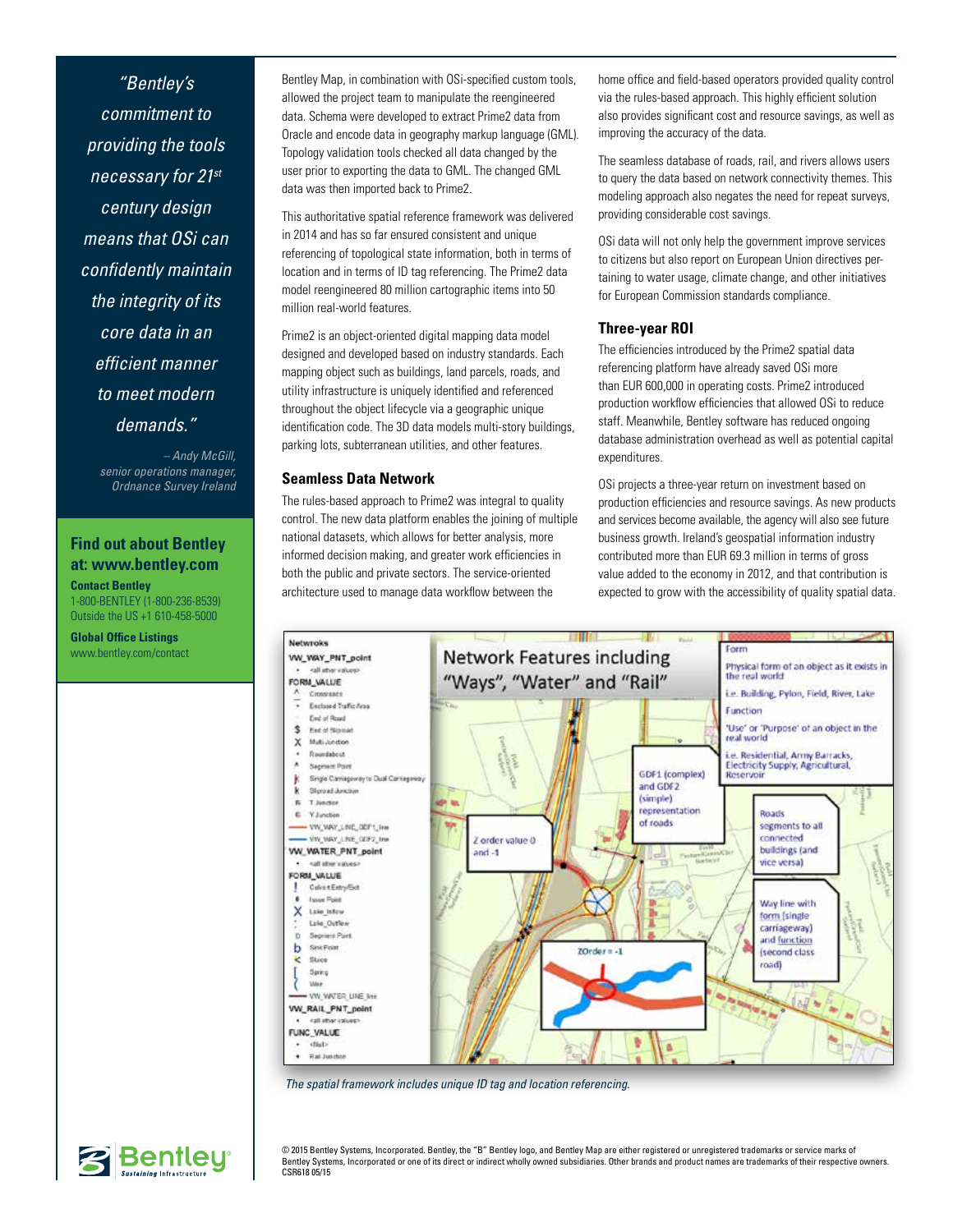*"Bentley's commitment to providing the tools necessary for 21st century design means that OSi can confidently maintain the integrity of its core data in an efficient manner to meet modern demands."*

*– Andy McGill, senior operations manager, Ordnance Survey Ireland*

**Find out about Bentley at: www.bentley.com**

**Contact Bentley**
1-800-BENTLEY (1-800-236-8539)
Outside the US +1 610-458-5000

**Global Office Listings**
www.bentley.com/contact

Bentley Map, in combination with OSi-specified custom tools, allowed the project team to manipulate the reengineered data. Schema were developed to extract Prime2 data from Oracle and encode data in geography markup language (GML). Topology validation tools checked all data changed by the user prior to exporting the data to GML. The changed GML data was then imported back to Prime2.

This authoritative spatial reference framework was delivered in 2014 and has so far ensured consistent and unique referencing of topological state information, both in terms of location and in terms of ID tag referencing. The Prime2 data model reengineered 80 million cartographic items into 50 million real-world features.

Prime2 is an object-oriented digital mapping data model designed and developed based on industry standards. Each mapping object such as buildings, land parcels, roads, and utility infrastructure is uniquely identified and referenced throughout the object lifecycle via a geographic unique identification code. The 3D data models multi-story buildings, parking lots, subterranean utilities, and other features.

### Seamless Data Network

The rules-based approach to Prime2 was integral to quality control. The new data platform enables the joining of multiple national datasets, which allows for better analysis, more informed decision making, and greater work efficiencies in both the public and private sectors. The service-oriented architecture used to manage data workflow between the home office and field-based operators provided quality control via the rules-based approach. This highly efficient solution also provides significant cost and resource savings, as well as improving the accuracy of the data.

The seamless database of roads, rail, and rivers allows users to query the data based on network connectivity themes. This modeling approach also negates the need for repeat surveys, providing considerable cost savings.

OSi data will not only help the government improve services to citizens but also report on European Union directives pertaining to water usage, climate change, and other initiatives for European Commission standards compliance.

### Three-year ROI

The efficiencies introduced by the Prime2 spatial data referencing platform have already saved OSi more than EUR 600,000 in operating costs. Prime2 introduced production workflow efficiencies that allowed OSi to reduce staff. Meanwhile, Bentley software has reduced ongoing database administration overhead as well as potential capital expenditures.

OSi projects a three-year return on investment based on production efficiencies and resource savings. As new products and services become available, the agency will also see future business growth. Ireland's geospatial information industry contributed more than EUR 69.3 million in terms of gross value added to the economy in 2012, and that contribution is expected to grow with the accessibility of quality spatial data.

Network Features including "Ways", "Water" and "Rail"

Form
Physical form of an object as it exists in the real world
i.e. Building, Pylon, Field, River, Lake
Function
"Use" or "Purpose" of an object in the real world
i.e. Residential, Army Barracks, Electricity Supply, Agricultural, Reservoir

GDF1 (complex) and GDF2 (simple) representation of roads

Z order value 0 and -1

Roads segments to all connected buildings (and vice versa)

Way line with form (single carriageway) and function (second class road)

ZOrder = -1

*The spatial framework includes unique ID tag and location referencing.*

© 2015 Bentley Systems, Incorporated. Bentley, the "B" Bentley logo, and Bentley Map are either registered or unregistered trademarks or service marks of Bentley Systems, Incorporated or one of its direct or indirect wholly owned subsidiaries. Other brands and product names are trademarks of their respective owners. CSR618 05/15